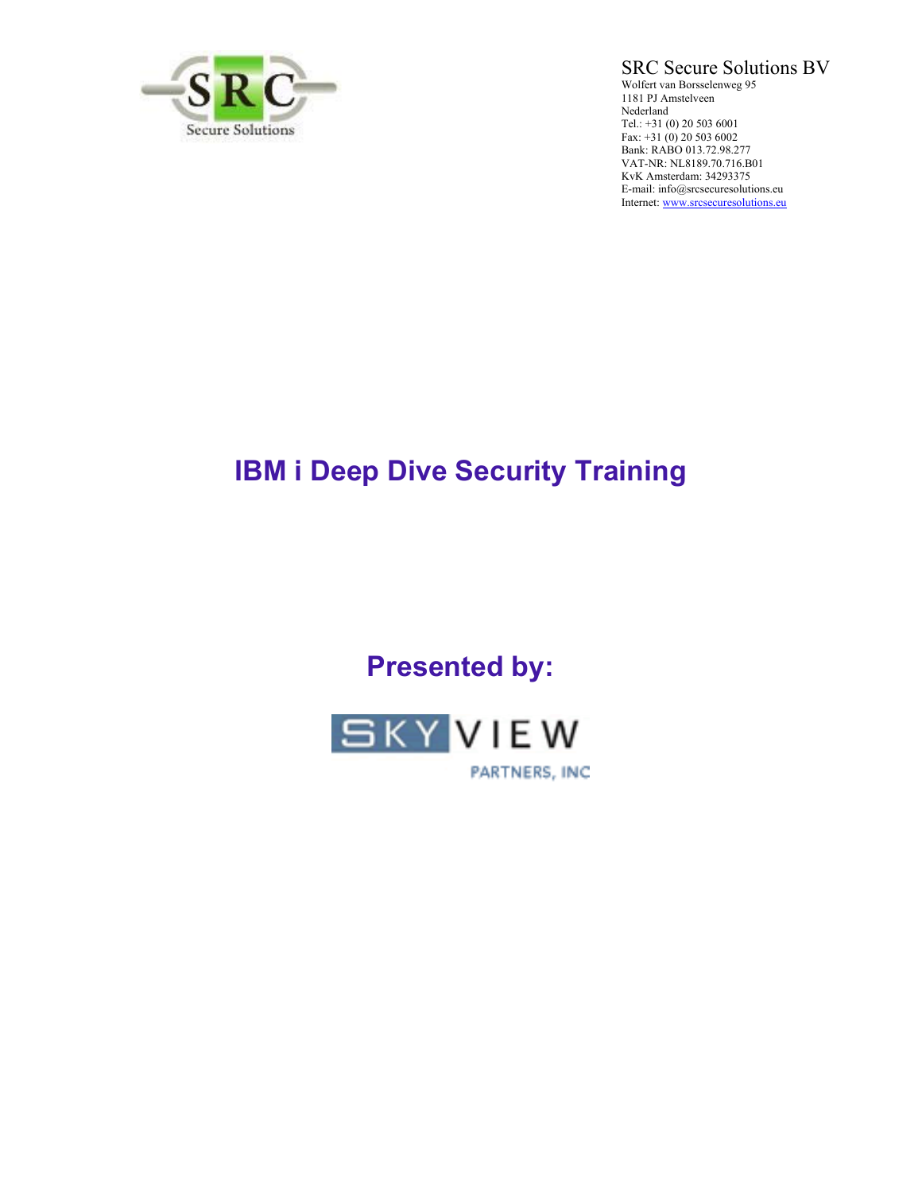SRC Secure Solutions BV
Wolfert van Borsselenweg 95
1181 PJ Amstelveen
Nederland
Tel.: +31 (0) 20 503 6001
Fax: +31 (0) 20 503 6002
Bank: RABO 013.72.98.277
VAT-NR: NL8189.70.716.B01
KvK Amsterdam: 34293375
E-mail: info@srcsecuresolutions.eu
Internet: [www.srcsecuresolutions.eu](http://www.srcsecuresolutions.eu)

# IBM i Deep Dive Security Training

## Presented by: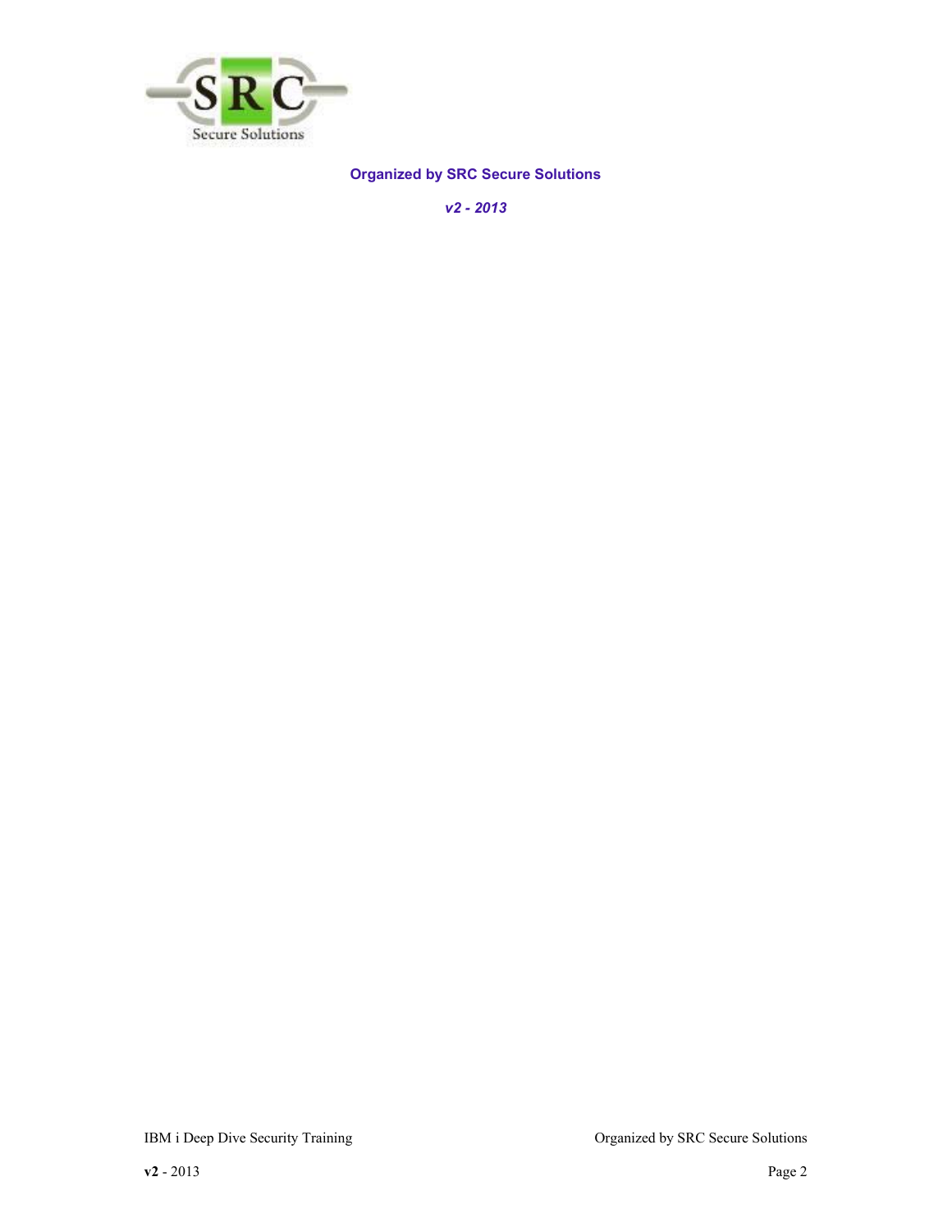**Organized by SRC Secure Solutions**

***v2 - 2013***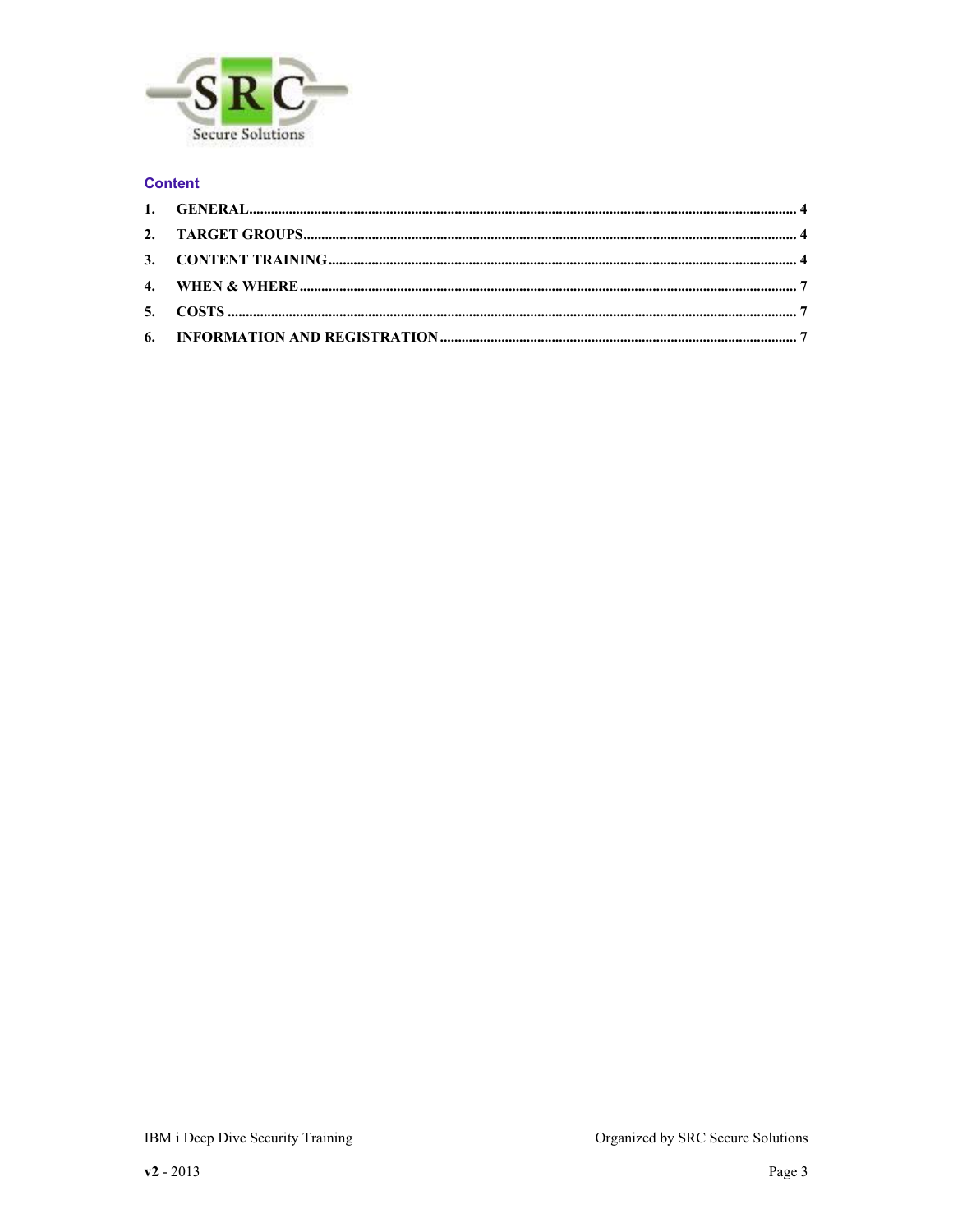## Content

1. GENERAL ........................................................................................................................................ 4
2. TARGET GROUPS.......................................................................................................................... 4
3. CONTENT TRAINING .................................................................................................................... 4
4. WHEN & WHERE ........................................................................................................................... 7
5. COSTS ............................................................................................................................................. 7
6. INFORMATION AND REGISTRATION ...................................................................................... 7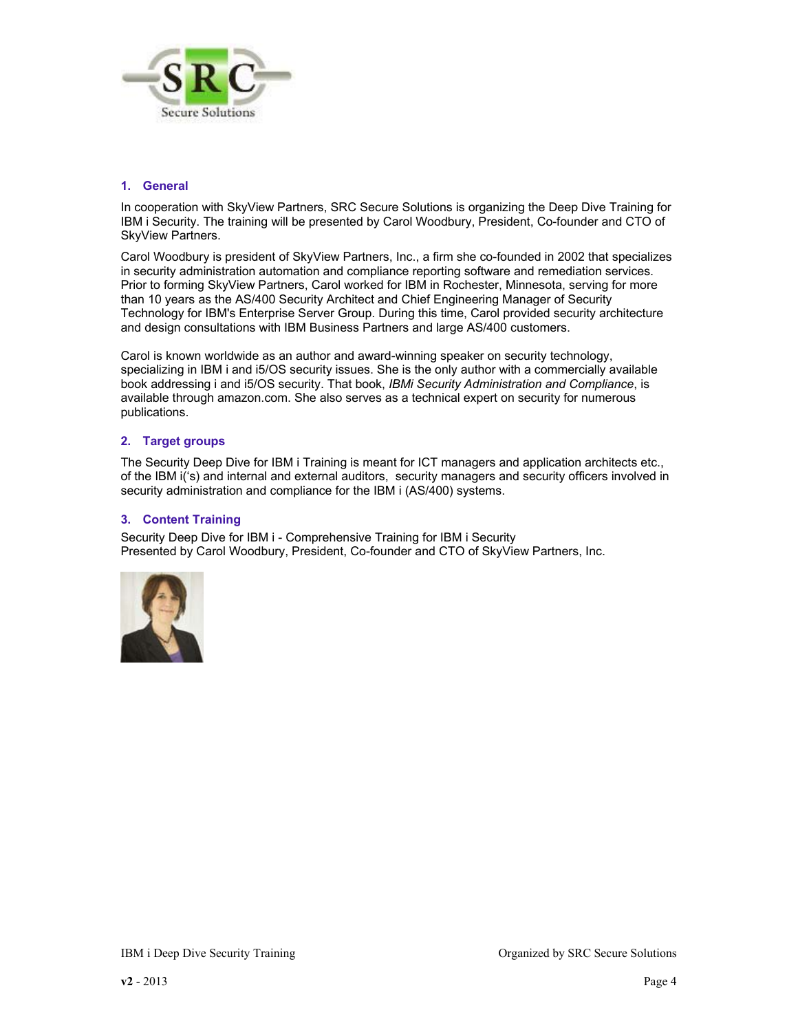## 1. General

In cooperation with SkyView Partners, SRC Secure Solutions is organizing the Deep Dive Training for IBM i Security. The training will be presented by Carol Woodbury, President, Co-founder and CTO of SkyView Partners.

Carol Woodbury is president of SkyView Partners, Inc., a firm she co-founded in 2002 that specializes in security administration automation and compliance reporting software and remediation services. Prior to forming SkyView Partners, Carol worked for IBM in Rochester, Minnesota, serving for more than 10 years as the AS/400 Security Architect and Chief Engineering Manager of Security Technology for IBM's Enterprise Server Group. During this time, Carol provided security architecture and design consultations with IBM Business Partners and large AS/400 customers.

Carol is known worldwide as an author and award-winning speaker on security technology, specializing in IBM i and i5/OS security issues. She is the only author with a commercially available book addressing i and i5/OS security. That book, *IBMi Security Administration and Compliance*, is available through amazon.com. She also serves as a technical expert on security for numerous publications.

## 2. Target groups

The Security Deep Dive for IBM i Training is meant for ICT managers and application architects etc., of the IBM i('s) and internal and external auditors, security managers and security officers involved in security administration and compliance for the IBM i (AS/400) systems.

## 3. Content Training

Security Deep Dive for IBM i - Comprehensive Training for IBM i Security
Presented by Carol Woodbury, President, Co-founder and CTO of SkyView Partners, Inc.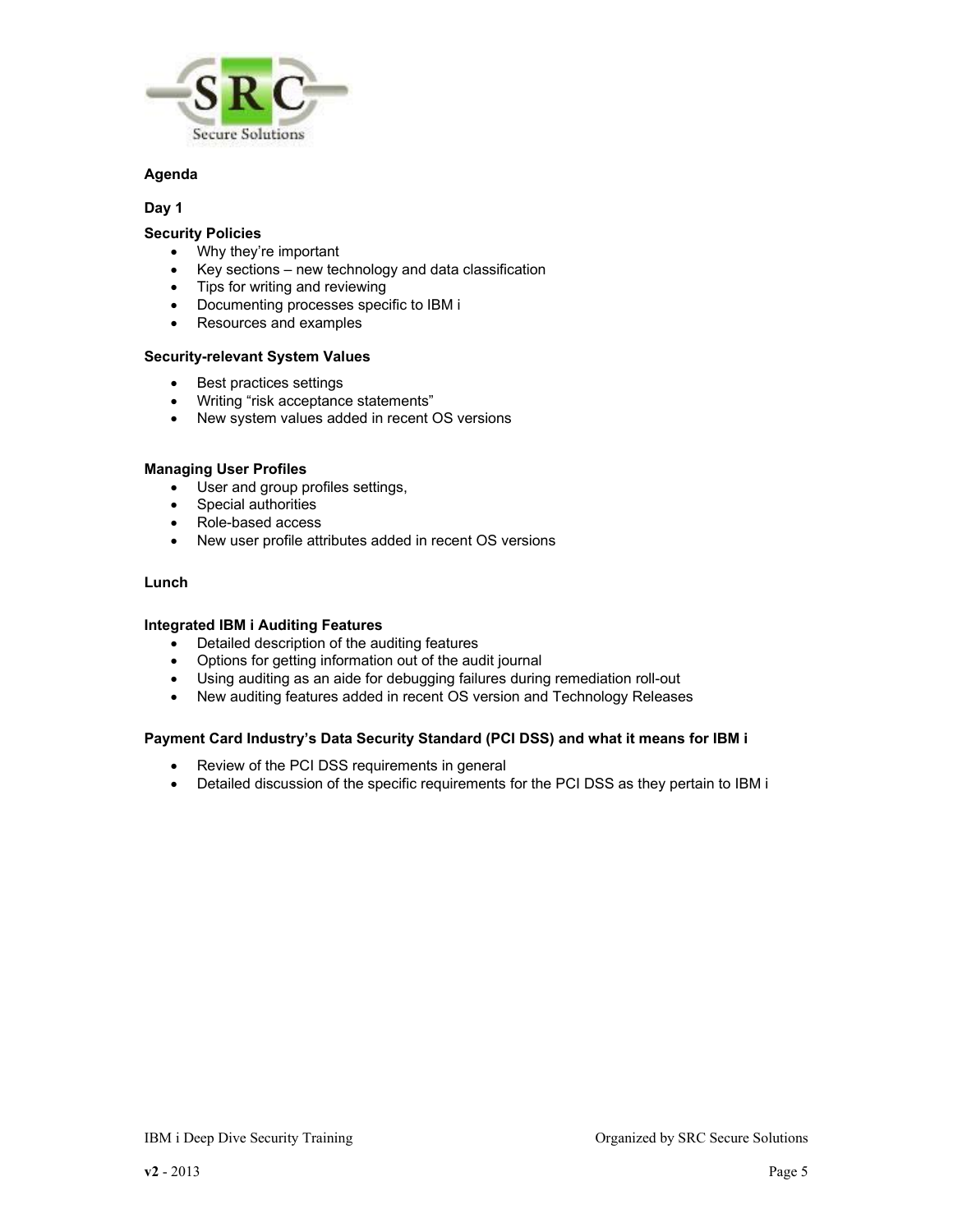**Agenda**

**Day 1**

**Security Policies**

- Why they're important
- Key sections – new technology and data classification
- Tips for writing and reviewing
- Documenting processes specific to IBM i
- Resources and examples

**Security-relevant System Values**

- Best practices settings
- Writing "risk acceptance statements"
- New system values added in recent OS versions

**Managing User Profiles**

- User and group profiles settings,
- Special authorities
- Role-based access
- New user profile attributes added in recent OS versions

**Lunch**

**Integrated IBM i Auditing Features**

- Detailed description of the auditing features
- Options for getting information out of the audit journal
- Using auditing as an aide for debugging failures during remediation roll-out
- New auditing features added in recent OS version and Technology Releases

**Payment Card Industry's Data Security Standard (PCI DSS) and what it means for IBM i**

- Review of the PCI DSS requirements in general
- Detailed discussion of the specific requirements for the PCI DSS as they pertain to IBM i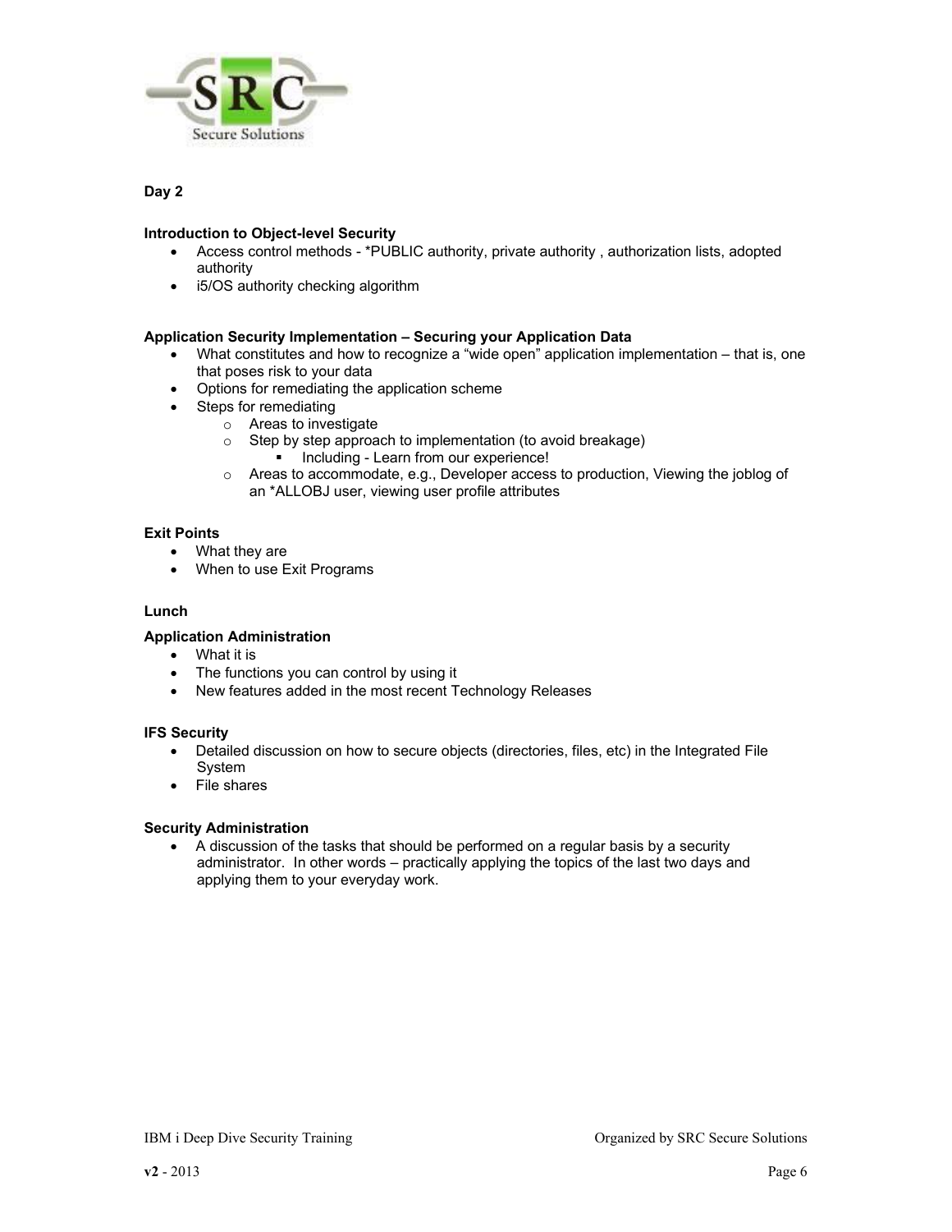## Day 2

### Introduction to Object-level Security

- Access control methods - *PUBLIC authority, private authority , authorization lists, adopted authority
- i5/OS authority checking algorithm

### Application Security Implementation – Securing your Application Data

- What constitutes and how to recognize a "wide open" application implementation – that is, one that poses risk to your data
- Options for remediating the application scheme
- Steps for remediating
  - Areas to investigate
  - Step by step approach to implementation (to avoid breakage)
    - Including - Learn from our experience!
  - Areas to accommodate, e.g., Developer access to production, Viewing the joblog of an *ALLOBJ user, viewing user profile attributes

### Exit Points

- What they are
- When to use Exit Programs

### Lunch

### Application Administration

- What it is
- The functions you can control by using it
- New features added in the most recent Technology Releases

### IFS Security

- Detailed discussion on how to secure objects (directories, files, etc) in the Integrated File System
- File shares

### Security Administration

- A discussion of the tasks that should be performed on a regular basis by a security administrator. In other words – practically applying the topics of the last two days and applying them to your everyday work.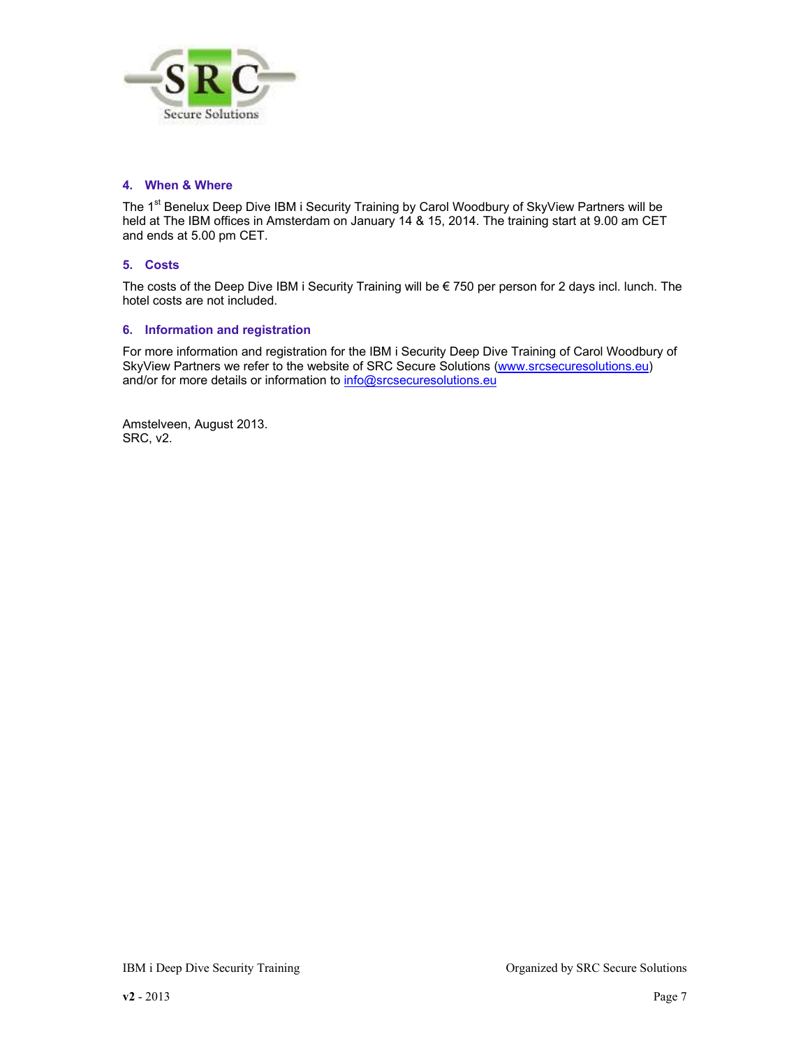## 4. When & Where

The 1st Benelux Deep Dive IBM i Security Training by Carol Woodbury of SkyView Partners will be held at The IBM offices in Amsterdam on January 14 & 15, 2014. The training start at 9.00 am CET and ends at 5.00 pm CET.

## 5. Costs

The costs of the Deep Dive IBM i Security Training will be € 750 per person for 2 days incl. lunch. The hotel costs are not included.

## 6. Information and registration

For more information and registration for the IBM i Security Deep Dive Training of Carol Woodbury of SkyView Partners we refer to the website of SRC Secure Solutions (www.srcsecuresolutions.eu) and/or for more details or information to info@srcsecuresolutions.eu

Amstelveen, August 2013.
SRC, v2.